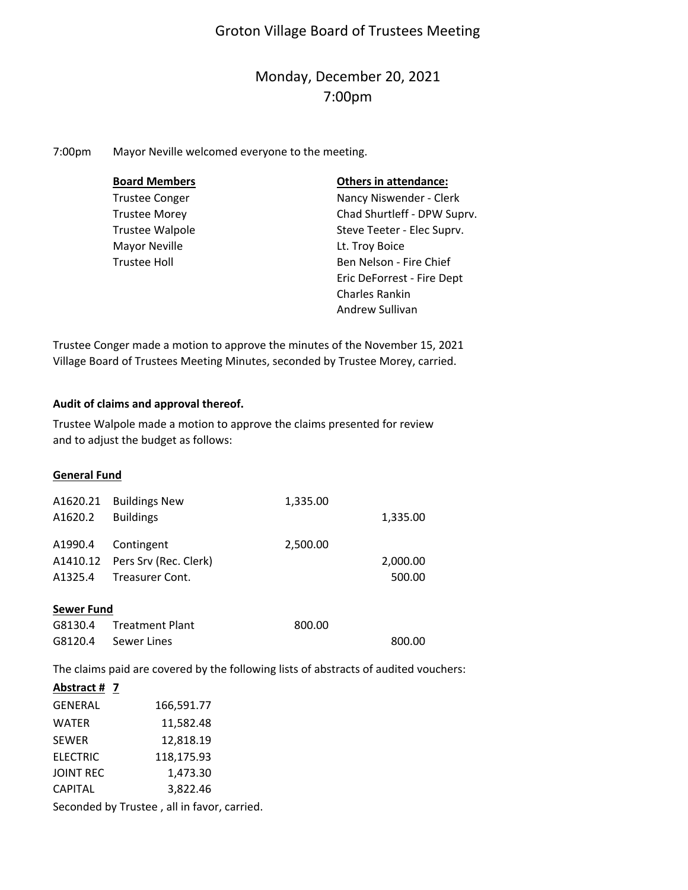# Groton Village Board of Trustees Meeting

## Monday, December 20, 2021
## 7:00pm

7:00pm Mayor Neville welcomed everyone to the meeting.

| **Board Members** | **Others in attendance:** |
|---|---|
| Trustee Conger | Nancy Niswender - Clerk |
| Trustee Morey | Chad Shurtleff - DPW Suprv. |
| Trustee Walpole | Steve Teeter - Elec Suprv. |
| Mayor Neville | Lt. Troy Boice |
| Trustee Holl | Ben Nelson - Fire Chief |
| | Eric DeForrest - Fire Dept |
| | Charles Rankin |
| | Andrew Sullivan |

Trustee Conger made a motion to approve the minutes of the November 15, 2021 Village Board of Trustees Meeting Minutes, seconded by Trustee Morey, carried.

**Audit of claims and approval thereof.**

Trustee Walpole made a motion to approve the claims presented for review and to adjust the budget as follows:

**General Fund**

| | | | |
|---|---|---|---|
| A1620.21 | Buildings New | 1,335.00 | |
| A1620.2 | Buildings | | 1,335.00 |
| A1990.4 | Contingent | 2,500.00 | |
| A1410.12 | Pers Srv (Rec. Clerk) | | 2,000.00 |
| A1325.4 | Treasurer Cont. | | 500.00 |

**Sewer Fund**

| | | | |
|---|---|---|---|
| G8130.4 | Treatment Plant | 800.00 | |
| G8120.4 | Sewer Lines | | 800.00 |

The claims paid are covered by the following lists of abstracts of audited vouchers:

**Abstract # 7**

| | |
|---|---|
| GENERAL | 166,591.77 |
| WATER | 11,582.48 |
| SEWER | 12,818.19 |
| ELECTRIC | 118,175.93 |
| JOINT REC | 1,473.30 |
| CAPITAL | 3,822.46 |

Seconded by Trustee , all in favor, carried.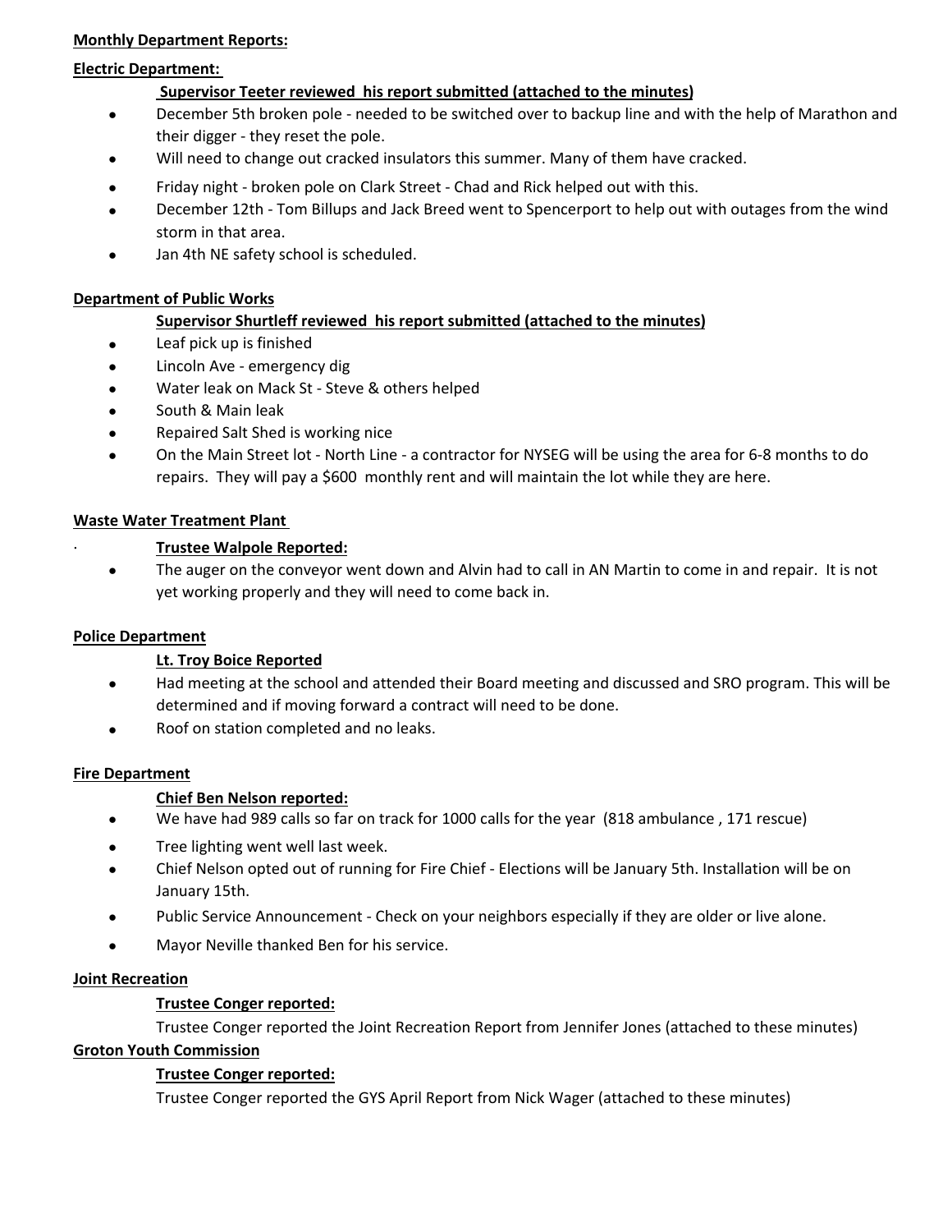**Monthly Department Reports:**

**Electric Department:**

**Supervisor Teeter reviewed his report submitted (attached to the minutes)**

- December 5th broken pole - needed to be switched over to backup line and with the help of Marathon and their digger - they reset the pole.
- Will need to change out cracked insulators this summer. Many of them have cracked.
- Friday night - broken pole on Clark Street - Chad and Rick helped out with this.
- December 12th - Tom Billups and Jack Breed went to Spencerport to help out with outages from the wind storm in that area.
- Jan 4th NE safety school is scheduled.

**Department of Public Works**

**Supervisor Shurtleff reviewed his report submitted (attached to the minutes)**

- Leaf pick up is finished
- Lincoln Ave - emergency dig
- Water leak on Mack St - Steve & others helped
- South & Main leak
- Repaired Salt Shed is working nice
- On the Main Street lot - North Line - a contractor for NYSEG will be using the area for 6-8 months to do repairs. They will pay a $600 monthly rent and will maintain the lot while they are here.

**Waste Water Treatment Plant**

**Trustee Walpole Reported:**

- The auger on the conveyor went down and Alvin had to call in AN Martin to come in and repair. It is not yet working properly and they will need to come back in.

**Police Department**

**Lt. Troy Boice Reported**

- Had meeting at the school and attended their Board meeting and discussed and SRO program. This will be determined and if moving forward a contract will need to be done.
- Roof on station completed and no leaks.

**Fire Department**

**Chief Ben Nelson reported:**

- We have had 989 calls so far on track for 1000 calls for the year (818 ambulance , 171 rescue)
- Tree lighting went well last week.
- Chief Nelson opted out of running for Fire Chief - Elections will be January 5th. Installation will be on January 15th.
- Public Service Announcement - Check on your neighbors especially if they are older or live alone.
- Mayor Neville thanked Ben for his service.

**Joint Recreation**

**Trustee Conger reported:**

Trustee Conger reported the Joint Recreation Report from Jennifer Jones (attached to these minutes)

**Groton Youth Commission**

**Trustee Conger reported:**

Trustee Conger reported the GYS April Report from Nick Wager (attached to these minutes)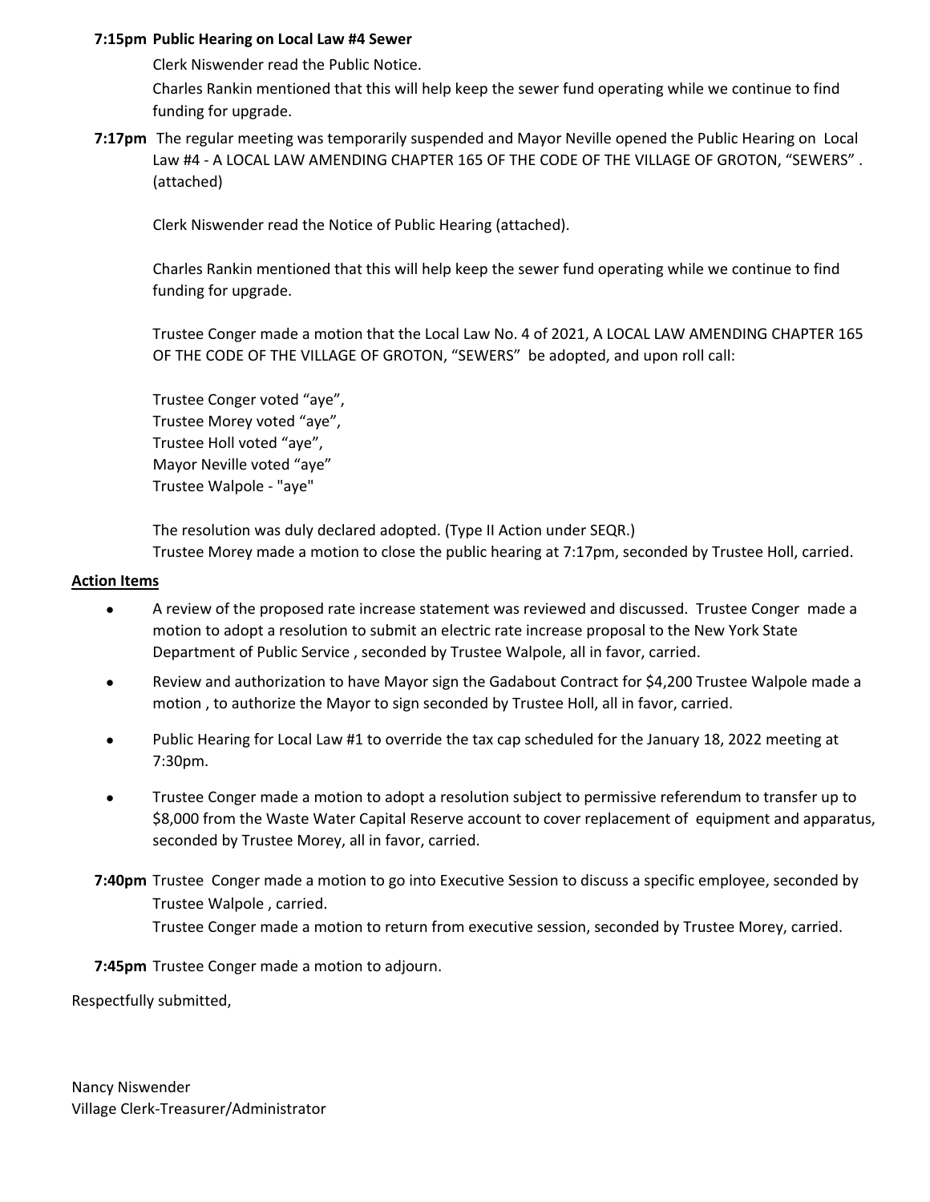**7:15pm Public Hearing on Local Law #4 Sewer**

Clerk Niswender read the Public Notice.

Charles Rankin mentioned that this will help keep the sewer fund operating while we continue to find funding for upgrade.

**7:17pm** The regular meeting was temporarily suspended and Mayor Neville opened the Public Hearing on Local Law #4 - A LOCAL LAW AMENDING CHAPTER 165 OF THE CODE OF THE VILLAGE OF GROTON, "SEWERS" . (attached)

Clerk Niswender read the Notice of Public Hearing (attached).

Charles Rankin mentioned that this will help keep the sewer fund operating while we continue to find funding for upgrade.

Trustee Conger made a motion that the Local Law No. 4 of 2021, A LOCAL LAW AMENDING CHAPTER 165 OF THE CODE OF THE VILLAGE OF GROTON, "SEWERS" be adopted, and upon roll call:

Trustee Conger voted "aye",
Trustee Morey voted "aye",
Trustee Holl voted "aye",
Mayor Neville voted "aye"
Trustee Walpole - "aye"

The resolution was duly declared adopted. (Type II Action under SEQR.)
Trustee Morey made a motion to close the public hearing at 7:17pm, seconded by Trustee Holl, carried.

**Action Items**

- A review of the proposed rate increase statement was reviewed and discussed. Trustee Conger made a motion to adopt a resolution to submit an electric rate increase proposal to the New York State Department of Public Service , seconded by Trustee Walpole, all in favor, carried.
- Review and authorization to have Mayor sign the Gadabout Contract for $4,200 Trustee Walpole made a motion , to authorize the Mayor to sign seconded by Trustee Holl, all in favor, carried.
- Public Hearing for Local Law #1 to override the tax cap scheduled for the January 18, 2022 meeting at 7:30pm.
- Trustee Conger made a motion to adopt a resolution subject to permissive referendum to transfer up to $8,000 from the Waste Water Capital Reserve account to cover replacement of equipment and apparatus, seconded by Trustee Morey, all in favor, carried.

**7:40pm** Trustee Conger made a motion to go into Executive Session to discuss a specific employee, seconded by Trustee Walpole , carried.
Trustee Conger made a motion to return from executive session, seconded by Trustee Morey, carried.

**7:45pm** Trustee Conger made a motion to adjourn.

Respectfully submitted,

Nancy Niswender
Village Clerk-Treasurer/Administrator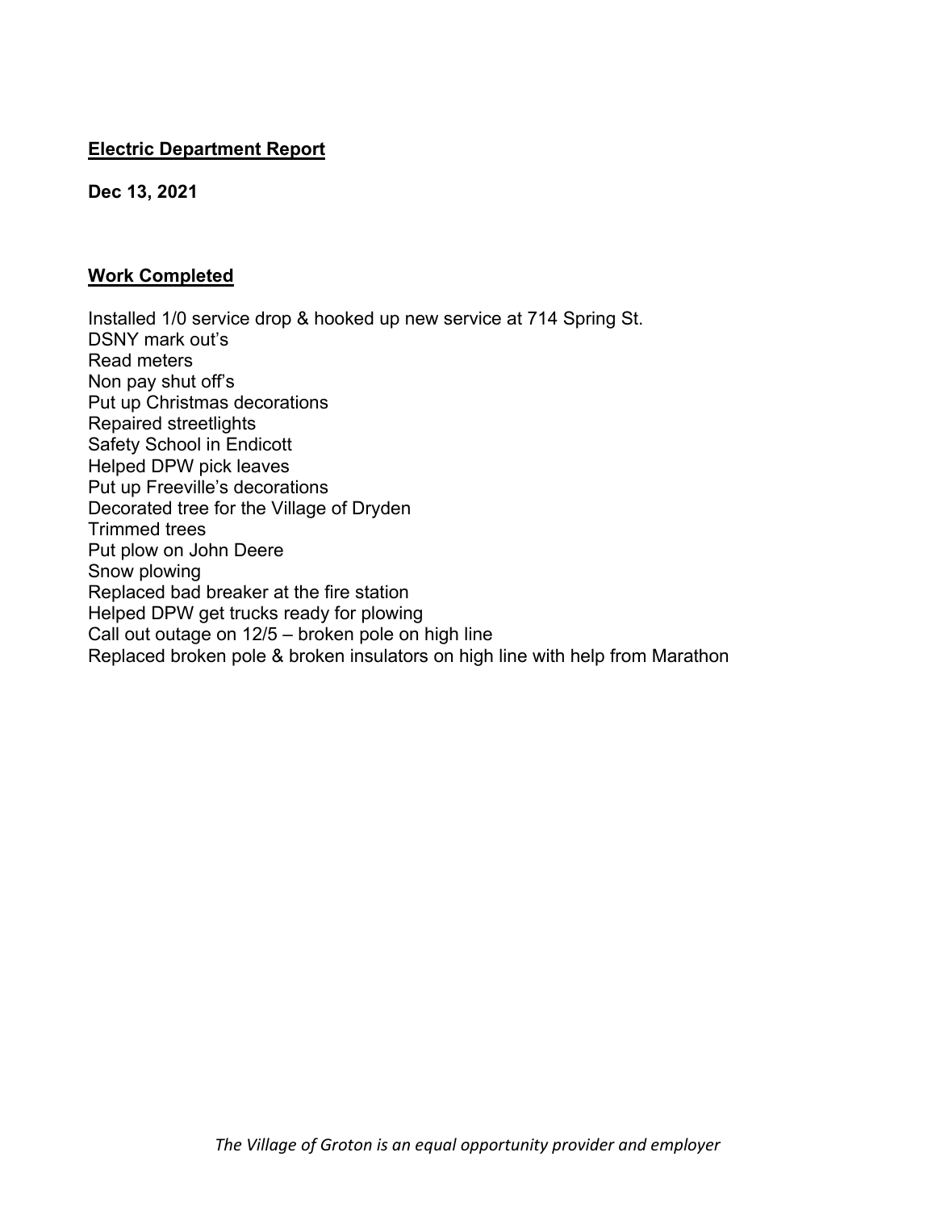**Electric Department Report**

**Dec 13, 2021**

**Work Completed**

Installed 1/0 service drop & hooked up new service at 714 Spring St.
DSNY mark out's
Read meters
Non pay shut off's
Put up Christmas decorations
Repaired streetlights
Safety School in Endicott
Helped DPW pick leaves
Put up Freeville's decorations
Decorated tree for the Village of Dryden
Trimmed trees
Put plow on John Deere
Snow plowing
Replaced bad breaker at the fire station
Helped DPW get trucks ready for plowing
Call out outage on 12/5 – broken pole on high line
Replaced broken pole & broken insulators on high line with help from Marathon

*The Village of Groton is an equal opportunity provider and employer*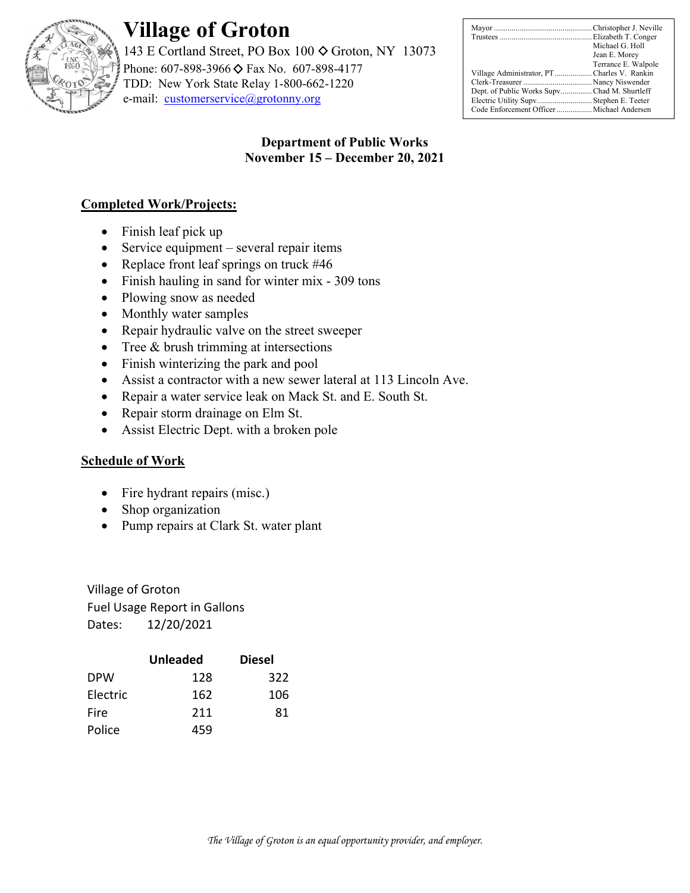# Village of Groton

143 E Cortland Street, PO Box 100 ◇ Groton, NY 13073
Phone: 607-898-3966 ◇ Fax No. 607-898-4177
TDD: New York State Relay 1-800-662-1220
e-mail: customerservice@grotonny.org

| | |
|---|---|
| Mayor | Christopher J. Neville |
| Trustees | Elizabeth T. Conger |
| | Michael G. Holl |
| | Jean E. Morey |
| | Terrance E. Walpole |
| Village Administrator, PT | Charles V. Rankin |
| Clerk-Treasurer | Nancy Niswender |
| Dept. of Public Works Supv | Chad M. Shurtleff |
| Electric Utility Supv | Stephen E. Teeter |
| Code Enforcement Officer | Michael Andersen |

## Department of Public Works
## November 15 – December 20, 2021

**Completed Work/Projects:**

- Finish leaf pick up
- Service equipment – several repair items
- Replace front leaf springs on truck #46
- Finish hauling in sand for winter mix - 309 tons
- Plowing snow as needed
- Monthly water samples
- Repair hydraulic valve on the street sweeper
- Tree & brush trimming at intersections
- Finish winterizing the park and pool
- Assist a contractor with a new sewer lateral at 113 Lincoln Ave.
- Repair a water service leak on Mack St. and E. South St.
- Repair storm drainage on Elm St.
- Assist Electric Dept. with a broken pole

**Schedule of Work**

- Fire hydrant repairs (misc.)
- Shop organization
- Pump repairs at Clark St. water plant

Village of Groton
Fuel Usage Report in Gallons
Dates: 12/20/2021

| | Unleaded | Diesel |
|---|---|---|
| DPW | 128 | 322 |
| Electric | 162 | 106 |
| Fire | 211 | 81 |
| Police | 459 | |

*The Village of Groton is an equal opportunity provider, and employer.*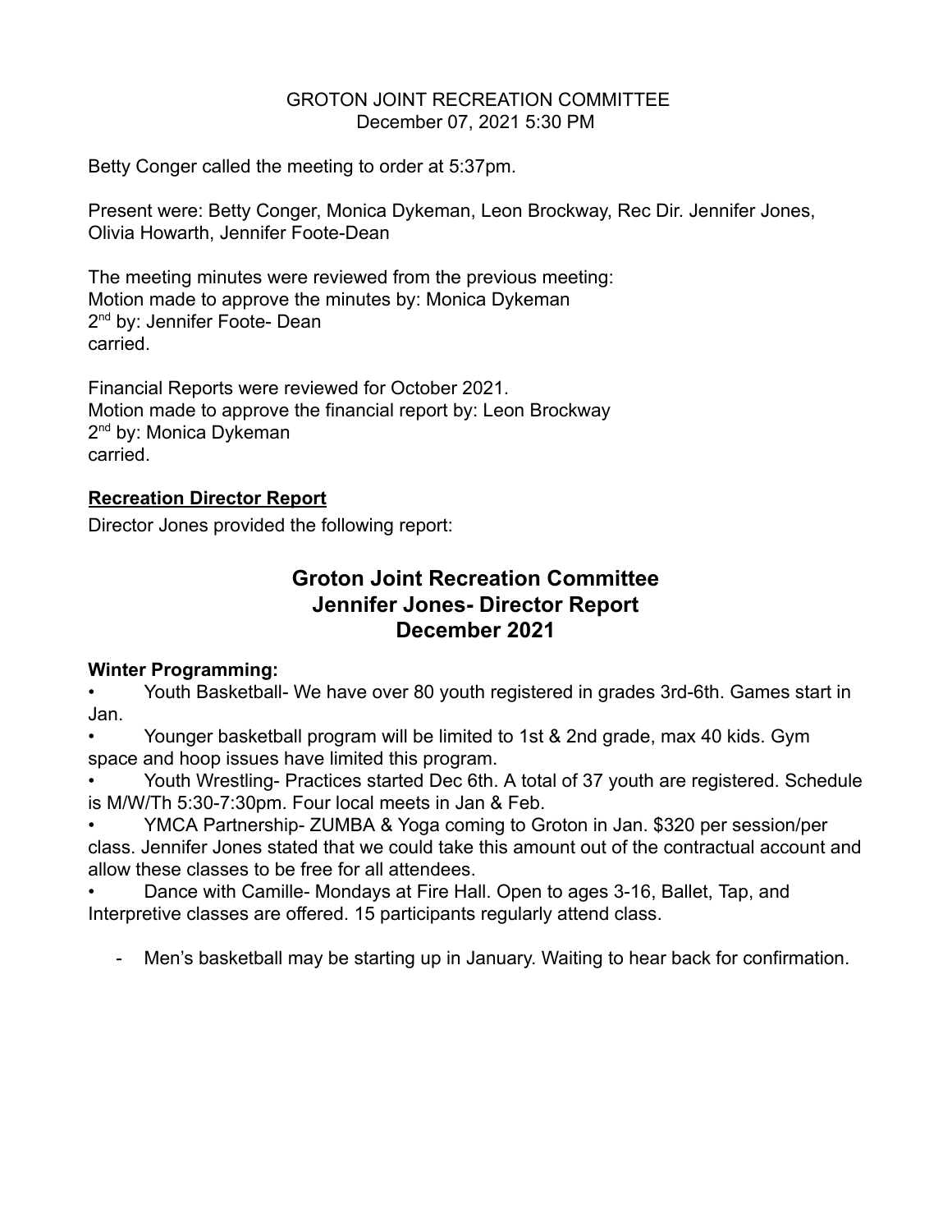GROTON JOINT RECREATION COMMITTEE
December 07, 2021 5:30 PM

Betty Conger called the meeting to order at 5:37pm.

Present were: Betty Conger, Monica Dykeman, Leon Brockway, Rec Dir. Jennifer Jones, Olivia Howarth, Jennifer Foote-Dean

The meeting minutes were reviewed from the previous meeting:
Motion made to approve the minutes by: Monica Dykeman
2nd by: Jennifer Foote- Dean
carried.

Financial Reports were reviewed for October 2021.
Motion made to approve the financial report by: Leon Brockway
2nd by: Monica Dykeman
carried.

**Recreation Director Report**

Director Jones provided the following report:

## Groton Joint Recreation Committee
## Jennifer Jones- Director Report
## December 2021

**Winter Programming:**

- Youth Basketball- We have over 80 youth registered in grades 3rd-6th. Games start in Jan.
- Younger basketball program will be limited to 1st & 2nd grade, max 40 kids. Gym space and hoop issues have limited this program.
- Youth Wrestling- Practices started Dec 6th. A total of 37 youth are registered. Schedule is M/W/Th 5:30-7:30pm. Four local meets in Jan & Feb.
- YMCA Partnership- ZUMBA & Yoga coming to Groton in Jan. $320 per session/per class. Jennifer Jones stated that we could take this amount out of the contractual account and allow these classes to be free for all attendees.
- Dance with Camille- Mondays at Fire Hall. Open to ages 3-16, Ballet, Tap, and Interpretive classes are offered. 15 participants regularly attend class.

- Men's basketball may be starting up in January. Waiting to hear back for confirmation.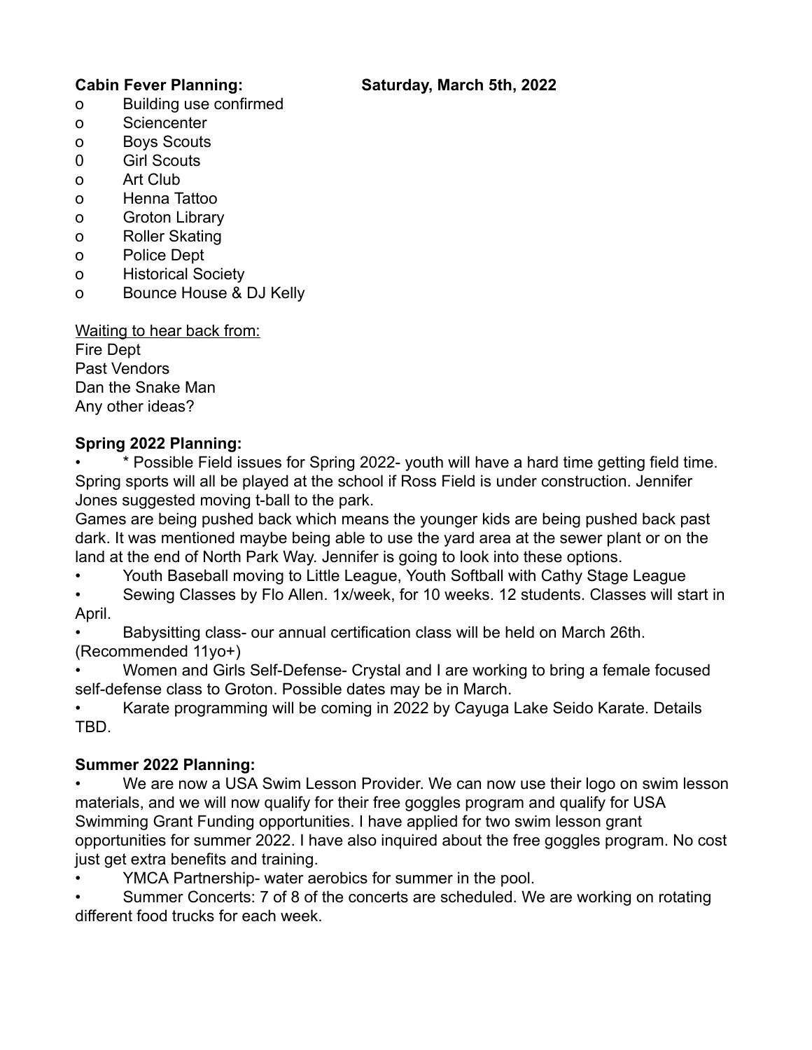**Cabin Fever Planning:** **Saturday, March 5th, 2022**

- o Building use confirmed
- o Sciencenter
- o Boys Scouts
- 0 Girl Scouts
- o Art Club
- o Henna Tattoo
- o Groton Library
- o Roller Skating
- o Police Dept
- o Historical Society
- o Bounce House & DJ Kelly

<u>Waiting to hear back from:</u>
Fire Dept
Past Vendors
Dan the Snake Man
Any other ideas?

**Spring 2022 Planning:**

- * Possible Field issues for Spring 2022- youth will have a hard time getting field time. Spring sports will all be played at the school if Ross Field is under construction. Jennifer Jones suggested moving t-ball to the park.

Games are being pushed back which means the younger kids are being pushed back past dark. It was mentioned maybe being able to use the yard area at the sewer plant or on the land at the end of North Park Way. Jennifer is going to look into these options.

- Youth Baseball moving to Little League, Youth Softball with Cathy Stage League
- Sewing Classes by Flo Allen. 1x/week, for 10 weeks. 12 students. Classes will start in April.
- Babysitting class- our annual certification class will be held on March 26th. (Recommended 11yo+)
- Women and Girls Self-Defense- Crystal and I are working to bring a female focused self-defense class to Groton. Possible dates may be in March.
- Karate programming will be coming in 2022 by Cayuga Lake Seido Karate. Details TBD.

**Summer 2022 Planning:**

- We are now a USA Swim Lesson Provider. We can now use their logo on swim lesson materials, and we will now qualify for their free goggles program and qualify for USA Swimming Grant Funding opportunities. I have applied for two swim lesson grant opportunities for summer 2022. I have also inquired about the free goggles program. No cost just get extra benefits and training.
- YMCA Partnership- water aerobics for summer in the pool.
- Summer Concerts: 7 of 8 of the concerts are scheduled. We are working on rotating different food trucks for each week.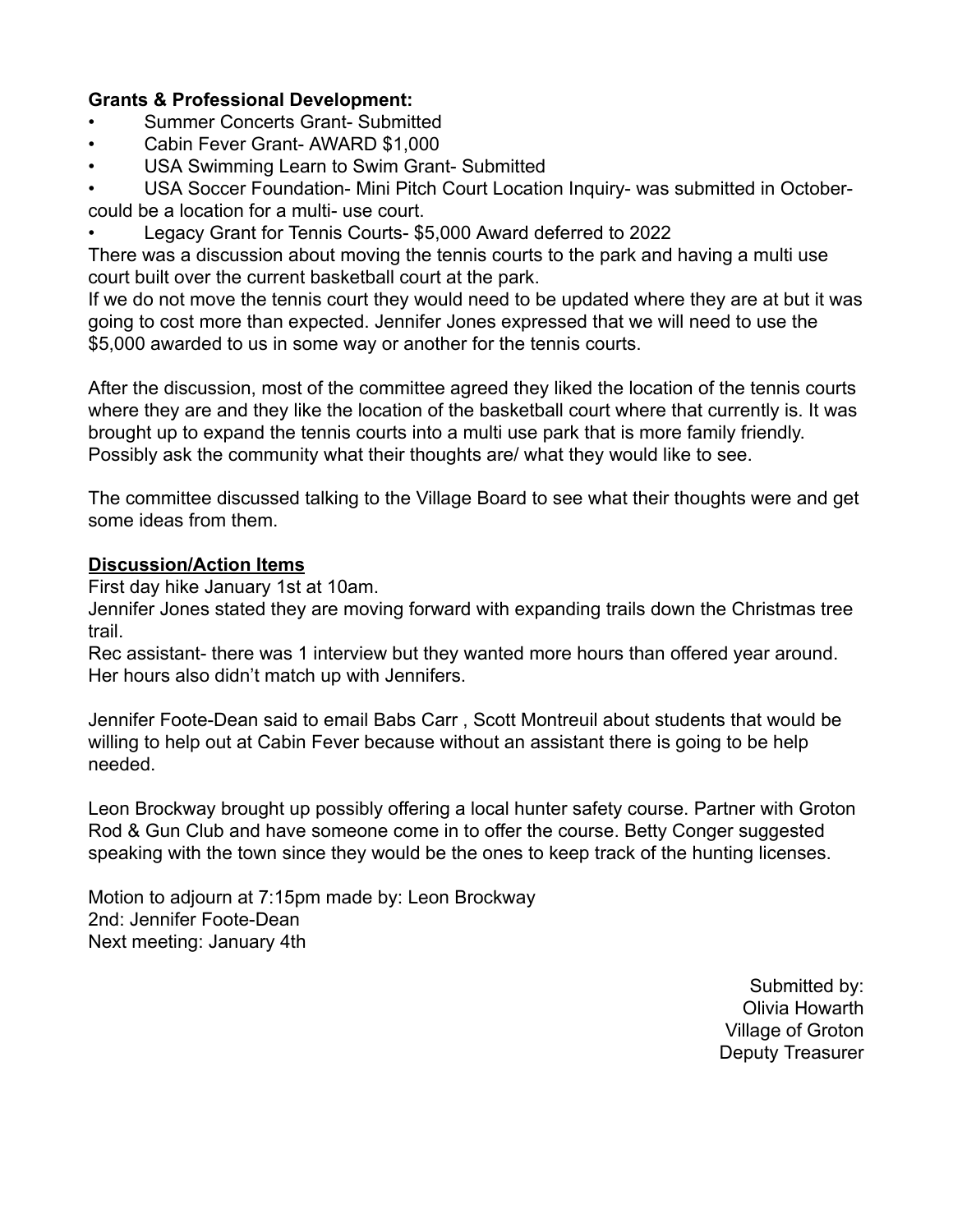**Grants & Professional Development:**

- Summer Concerts Grant- Submitted
- Cabin Fever Grant- AWARD $1,000
- USA Swimming Learn to Swim Grant- Submitted
- USA Soccer Foundation- Mini Pitch Court Location Inquiry- was submitted in October- could be a location for a multi- use court.
- Legacy Grant for Tennis Courts- $5,000 Award deferred to 2022

There was a discussion about moving the tennis courts to the park and having a multi use court built over the current basketball court at the park.
If we do not move the tennis court they would need to be updated where they are at but it was going to cost more than expected. Jennifer Jones expressed that we will need to use the $5,000 awarded to us in some way or another for the tennis courts.

After the discussion, most of the committee agreed they liked the location of the tennis courts where they are and they like the location of the basketball court where that currently is. It was brought up to expand the tennis courts into a multi use park that is more family friendly. Possibly ask the community what their thoughts are/ what they would like to see.

The committee discussed talking to the Village Board to see what their thoughts were and get some ideas from them.

**<u>Discussion/Action Items</u>**

First day hike January 1st at 10am.
Jennifer Jones stated they are moving forward with expanding trails down the Christmas tree trail.
Rec assistant- there was 1 interview but they wanted more hours than offered year around. Her hours also didn't match up with Jennifers.

Jennifer Foote-Dean said to email Babs Carr , Scott Montreuil about students that would be willing to help out at Cabin Fever because without an assistant there is going to be help needed.

Leon Brockway brought up possibly offering a local hunter safety course. Partner with Groton Rod & Gun Club and have someone come in to offer the course. Betty Conger suggested speaking with the town since they would be the ones to keep track of the hunting licenses.

Motion to adjourn at 7:15pm made by: Leon Brockway
2nd: Jennifer Foote-Dean
Next meeting: January 4th

Submitted by:
Olivia Howarth
Village of Groton
Deputy Treasurer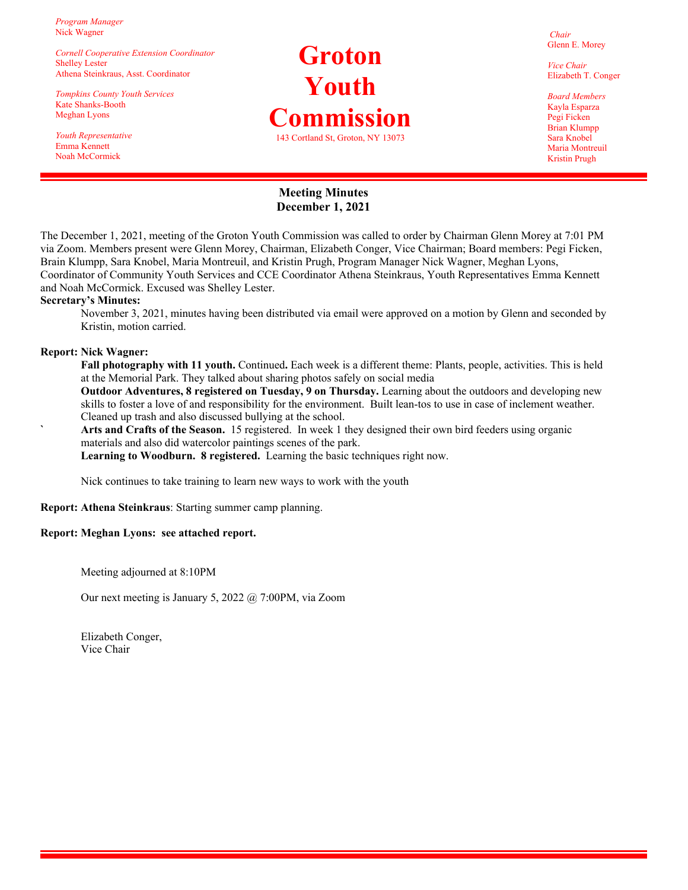*Program Manager*
Nick Wagner

*Cornell Cooperative Extension Coordinator*
Shelley Lester
Athena Steinkraus, Asst. Coordinator

*Tompkins County Youth Services*
Kate Shanks-Booth
Meghan Lyons

*Youth Representative*
Emma Kennett
Noah McCormick

# Groton Youth Commission

143 Cortland St, Groton, NY 13073

*Chair*
Glenn E. Morey

*Vice Chair*
Elizabeth T. Conger

*Board Members*
Kayla Esparza
Pegi Ficken
Brian Klumpp
Sara Knobel
Maria Montreuil
Kristin Prugh

## Meeting Minutes
## December 1, 2021

The December 1, 2021, meeting of the Groton Youth Commission was called to order by Chairman Glenn Morey at 7:01 PM via Zoom. Members present were Glenn Morey, Chairman, Elizabeth Conger, Vice Chairman; Board members: Pegi Ficken, Brain Klumpp, Sara Knobel, Maria Montreuil, and Kristin Prugh, Program Manager Nick Wagner, Meghan Lyons, Coordinator of Community Youth Services and CCE Coordinator Athena Steinkraus, Youth Representatives Emma Kennett and Noah McCormick. Excused was Shelley Lester.

**Secretary's Minutes:**

November 3, 2021, minutes having been distributed via email were approved on a motion by Glenn and seconded by Kristin, motion carried.

**Report: Nick Wagner:**

**Fall photography with 11 youth.** Continued**.** Each week is a different theme: Plants, people, activities. This is held at the Memorial Park. They talked about sharing photos safely on social media

**Outdoor Adventures, 8 registered on Tuesday, 9 on Thursday.** Learning about the outdoors and developing new skills to foster a love of and responsibility for the environment. Built lean-tos to use in case of inclement weather. Cleaned up trash and also discussed bullying at the school.

` **Arts and Crafts of the Season.** 15 registered. In week 1 they designed their own bird feeders using organic materials and also did watercolor paintings scenes of the park.

**Learning to Woodburn. 8 registered.** Learning the basic techniques right now.

Nick continues to take training to learn new ways to work with the youth

**Report: Athena Steinkraus**: Starting summer camp planning.

**Report: Meghan Lyons: see attached report.**

Meeting adjourned at 8:10PM

Our next meeting is January 5, 2022 @ 7:00PM, via Zoom

Elizabeth Conger,
Vice Chair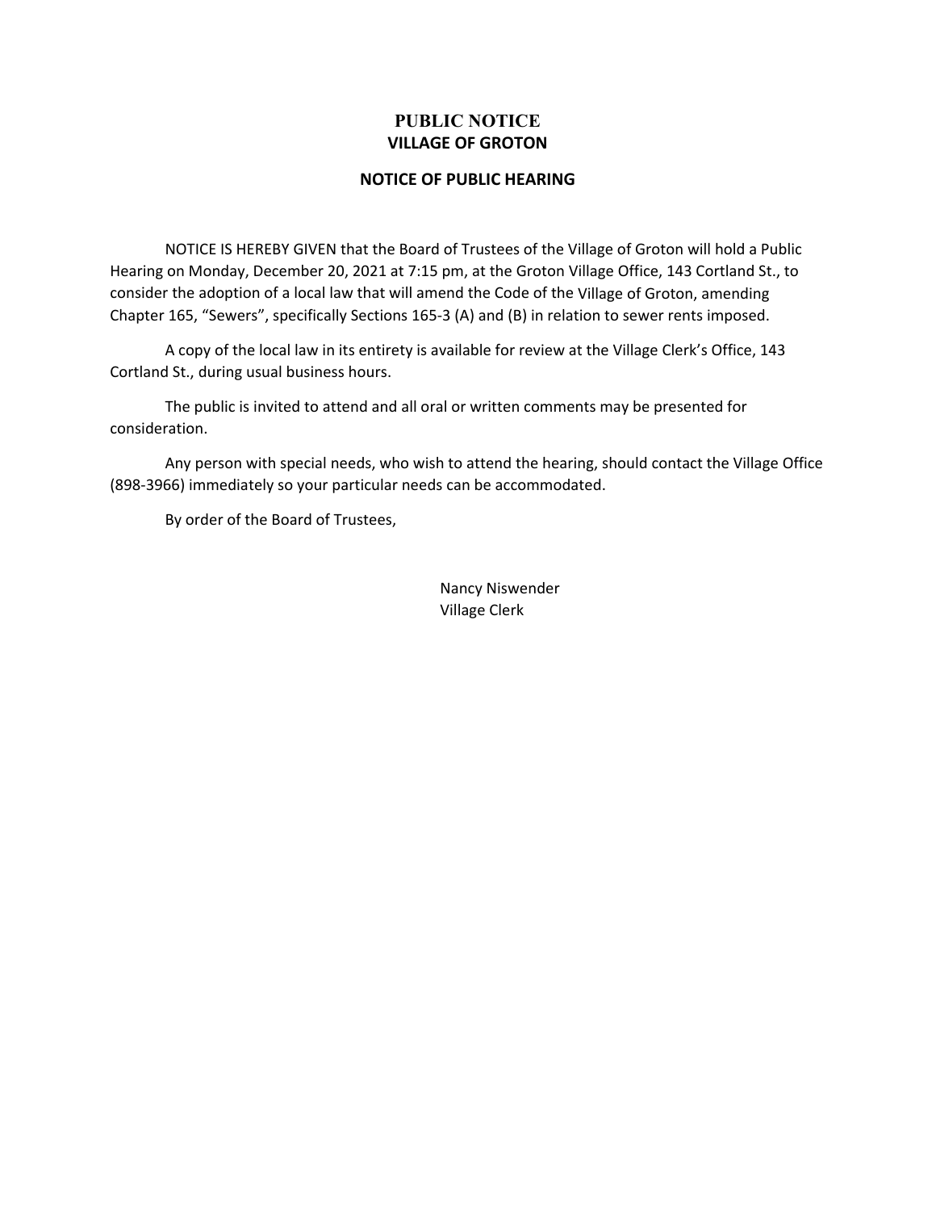# PUBLIC NOTICE
## VILLAGE OF GROTON

### NOTICE OF PUBLIC HEARING

NOTICE IS HEREBY GIVEN that the Board of Trustees of the Village of Groton will hold a Public Hearing on Monday, December 20, 2021 at 7:15 pm, at the Groton Village Office, 143 Cortland St., to consider the adoption of a local law that will amend the Code of the Village of Groton, amending Chapter 165, "Sewers", specifically Sections 165-3 (A) and (B) in relation to sewer rents imposed.

A copy of the local law in its entirety is available for review at the Village Clerk's Office, 143 Cortland St., during usual business hours.

The public is invited to attend and all oral or written comments may be presented for consideration.

Any person with special needs, who wish to attend the hearing, should contact the Village Office (898-3966) immediately so your particular needs can be accommodated.

By order of the Board of Trustees,

Nancy Niswender
Village Clerk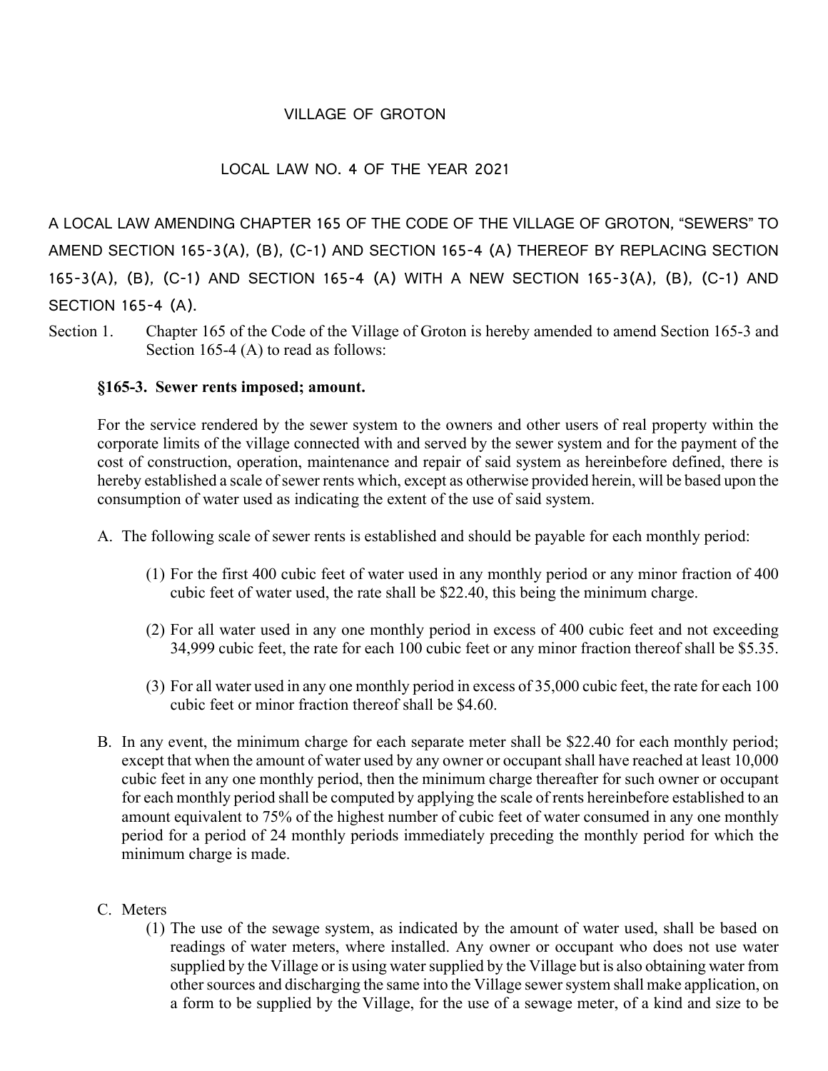# VILLAGE OF GROTON

## LOCAL LAW NO. 4 OF THE YEAR 2021

A LOCAL LAW AMENDING CHAPTER 165 OF THE CODE OF THE VILLAGE OF GROTON, "SEWERS" TO AMEND SECTION 165-3(A), (B), (C-1) AND SECTION 165-4 (A) THEREOF BY REPLACING SECTION 165-3(A), (B), (C-1) AND SECTION 165-4 (A) WITH A NEW SECTION 165-3(A), (B), (C-1) AND SECTION 165-4 (A).

Section 1. Chapter 165 of the Code of the Village of Groton is hereby amended to amend Section 165-3 and Section 165-4 (A) to read as follows:

**§165-3. Sewer rents imposed; amount.**

For the service rendered by the sewer system to the owners and other users of real property within the corporate limits of the village connected with and served by the sewer system and for the payment of the cost of construction, operation, maintenance and repair of said system as hereinbefore defined, there is hereby established a scale of sewer rents which, except as otherwise provided herein, will be based upon the consumption of water used as indicating the extent of the use of said system.

A. The following scale of sewer rents is established and should be payable for each monthly period:

(1) For the first 400 cubic feet of water used in any monthly period or any minor fraction of 400 cubic feet of water used, the rate shall be $22.40, this being the minimum charge.

(2) For all water used in any one monthly period in excess of 400 cubic feet and not exceeding 34,999 cubic feet, the rate for each 100 cubic feet or any minor fraction thereof shall be $5.35.

(3) For all water used in any one monthly period in excess of 35,000 cubic feet, the rate for each 100 cubic feet or minor fraction thereof shall be $4.60.

B. In any event, the minimum charge for each separate meter shall be $22.40 for each monthly period; except that when the amount of water used by any owner or occupant shall have reached at least 10,000 cubic feet in any one monthly period, then the minimum charge thereafter for such owner or occupant for each monthly period shall be computed by applying the scale of rents hereinbefore established to an amount equivalent to 75% of the highest number of cubic feet of water consumed in any one monthly period for a period of 24 monthly periods immediately preceding the monthly period for which the minimum charge is made.

C. Meters

(1) The use of the sewage system, as indicated by the amount of water used, shall be based on readings of water meters, where installed. Any owner or occupant who does not use water supplied by the Village or is using water supplied by the Village but is also obtaining water from other sources and discharging the same into the Village sewer system shall make application, on a form to be supplied by the Village, for the use of a sewage meter, of a kind and size to be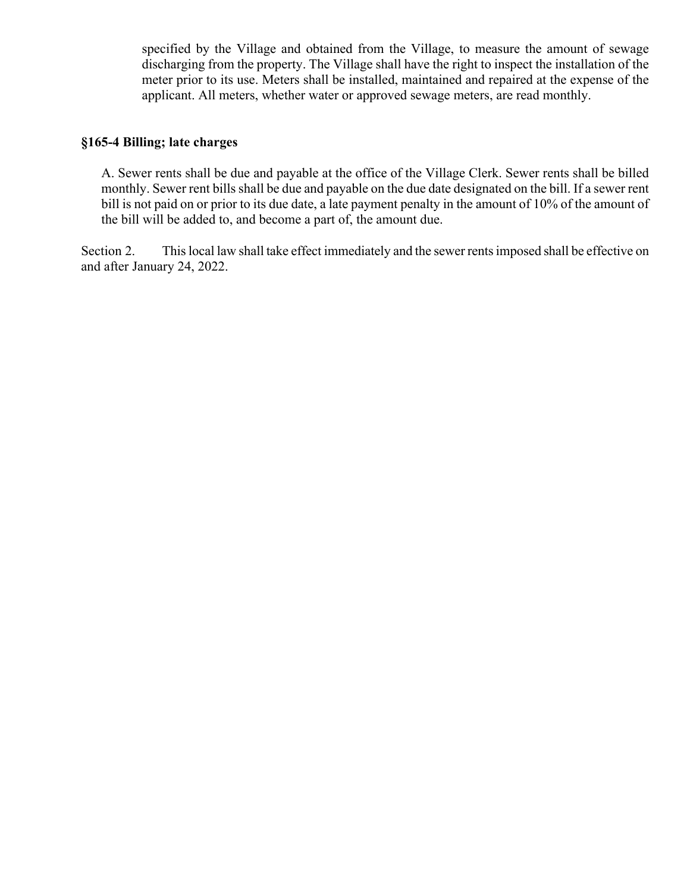specified by the Village and obtained from the Village, to measure the amount of sewage discharging from the property. The Village shall have the right to inspect the installation of the meter prior to its use. Meters shall be installed, maintained and repaired at the expense of the applicant. All meters, whether water or approved sewage meters, are read monthly.

**§165-4 Billing; late charges**

A. Sewer rents shall be due and payable at the office of the Village Clerk. Sewer rents shall be billed monthly. Sewer rent bills shall be due and payable on the due date designated on the bill. If a sewer rent bill is not paid on or prior to its due date, a late payment penalty in the amount of 10% of the amount of the bill will be added to, and become a part of, the amount due.

Section 2. This local law shall take effect immediately and the sewer rents imposed shall be effective on and after January 24, 2022.